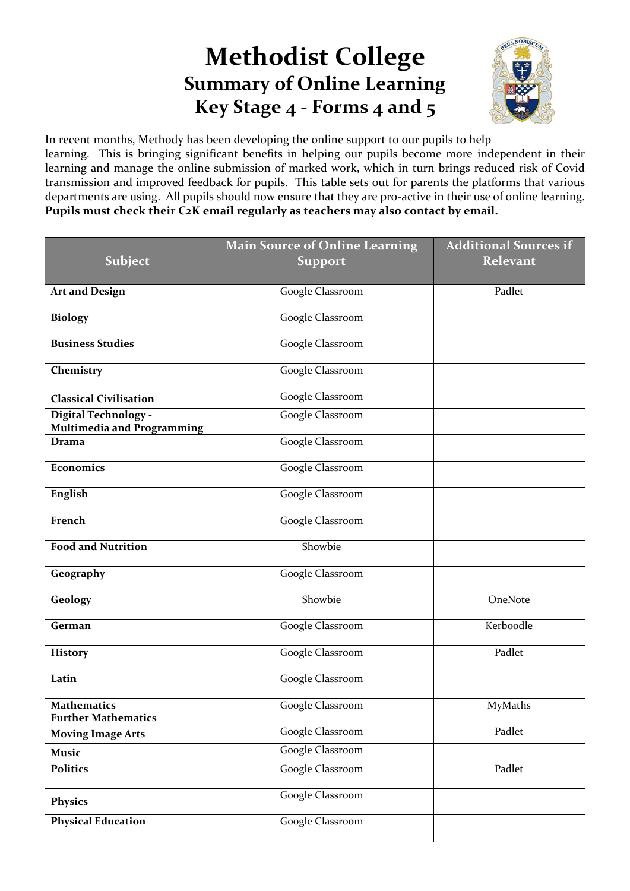# Methodist College

## Summary of Online Learning

## Key Stage 4 - Forms 4 and 5

In recent months, Methody has been developing the online support to our pupils to help learning. This is bringing significant benefits in helping our pupils become more independent in their learning and manage the online submission of marked work, which in turn brings reduced risk of Covid transmission and improved feedback for pupils. This table sets out for parents the platforms that various departments are using. All pupils should now ensure that they are pro-active in their use of online learning. **Pupils must check their C2K email regularly as teachers may also contact by email.**

| Subject | Main Source of Online Learning Support | Additional Sources if Relevant |
|---|---|---|
| **Art and Design** | Google Classroom | Padlet |
| **Biology** | Google Classroom | |
| **Business Studies** | Google Classroom | |
| **Chemistry** | Google Classroom | |
| **Classical Civilisation** | Google Classroom | |
| **Digital Technology - Multimedia and Programming** | Google Classroom | |
| **Drama** | Google Classroom | |
| **Economics** | Google Classroom | |
| **English** | Google Classroom | |
| **French** | Google Classroom | |
| **Food and Nutrition** | Showbie | |
| **Geography** | Google Classroom | |
| **Geology** | Showbie | OneNote |
| **German** | Google Classroom | Kerboodle |
| **History** | Google Classroom | Padlet |
| **Latin** | Google Classroom | |
| **Mathematics Further Mathematics** | Google Classroom | MyMaths |
| **Moving Image Arts** | Google Classroom | Padlet |
| **Music** | Google Classroom | |
| **Politics** | Google Classroom | Padlet |
| **Physics** | Google Classroom | |
| **Physical Education** | Google Classroom | |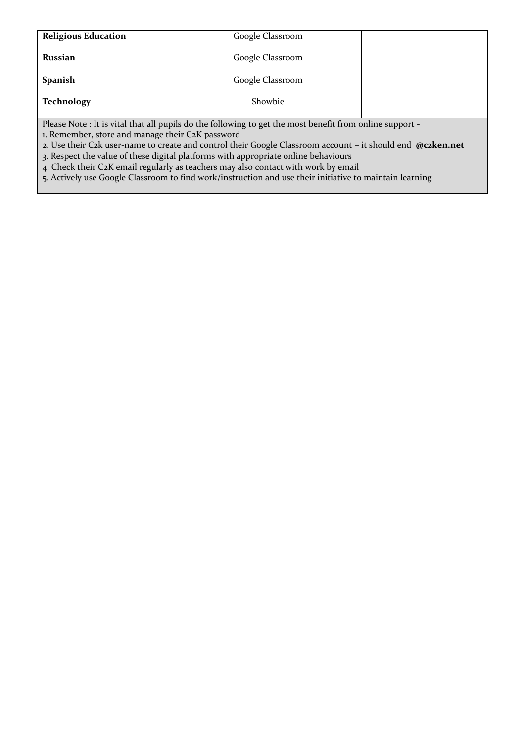| | | |
|---|---|---|
| **Religious Education** | Google Classroom | |
| **Russian** | Google Classroom | |
| **Spanish** | Google Classroom | |
| **Technology** | Showbie | |

Please Note : It is vital that all pupils do the following to get the most benefit from online support -

1. Remember, store and manage their C2K password
2. Use their C2k user-name to create and control their Google Classroom account – it should end **@c2ken.net**
3. Respect the value of these digital platforms with appropriate online behaviours
4. Check their C2K email regularly as teachers may also contact with work by email
5. Actively use Google Classroom to find work/instruction and use their initiative to maintain learning